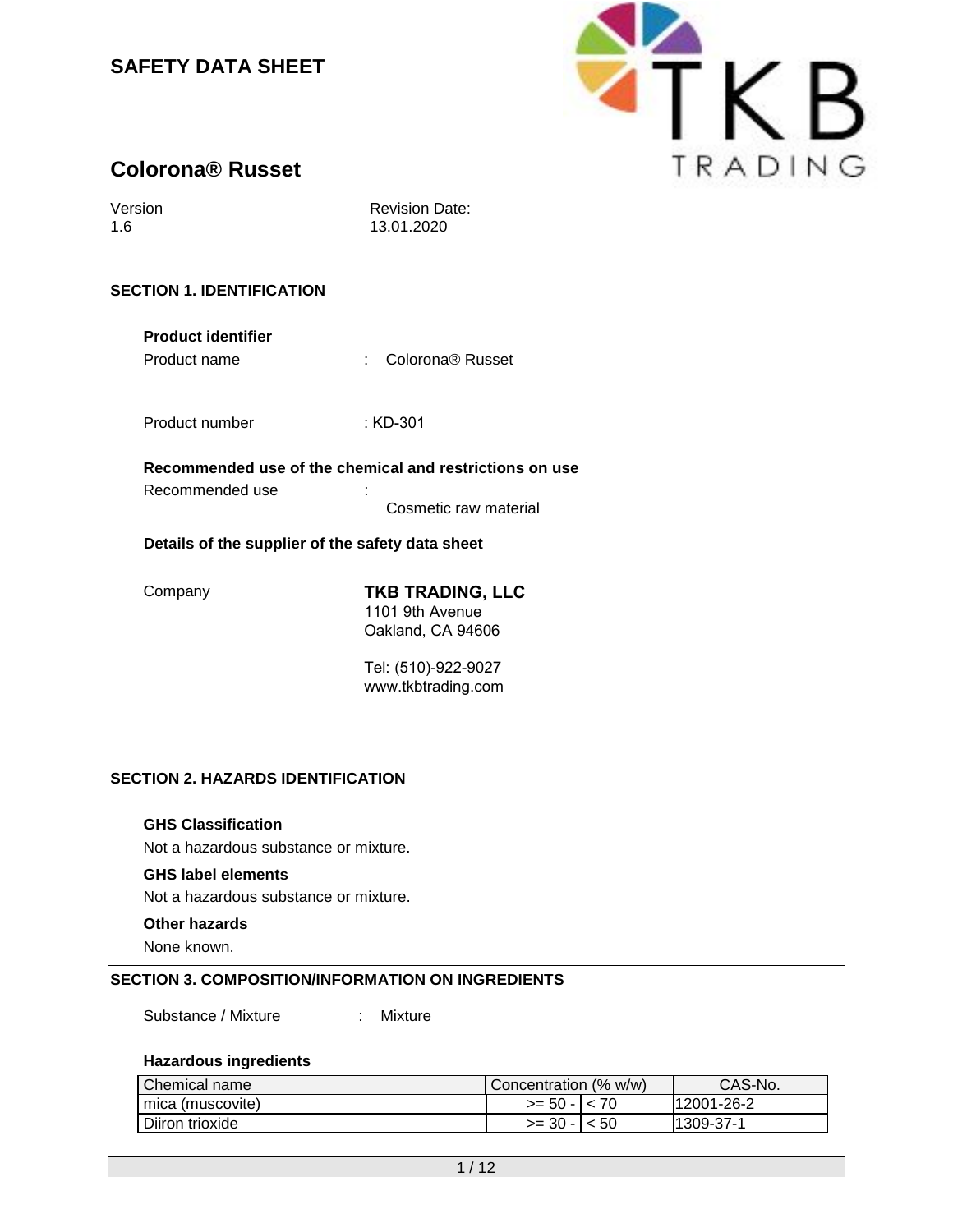# SAFETY DATA SHEET

## Colorona® Russet

| Version | Revision Date: |
| --- | --- |
| 1.6 | 13.01.2020 |

## SECTION 1. IDENTIFICATION

**Product identifier**

Product name : Colorona® Russet

Product number : KD-301

**Recommended use of the chemical and restrictions on use**

Recommended use : Cosmetic raw material

**Details of the supplier of the safety data sheet**

Company

**TKB TRADING, LLC**
1101 9th Avenue
Oakland, CA 94606

Tel: (510)-922-9027
www.tkbtrading.com

## SECTION 2. HAZARDS IDENTIFICATION

**GHS Classification**

Not a hazardous substance or mixture.

**GHS label elements**

Not a hazardous substance or mixture.

**Other hazards**

None known.

## SECTION 3. COMPOSITION/INFORMATION ON INGREDIENTS

Substance / Mixture : Mixture

**Hazardous ingredients**

| Chemical name | Concentration (% w/w) | CAS-No. |
| --- | --- | --- |
| mica (muscovite) | >= 50 - < 70 | 12001-26-2 |
| Diiron trioxide | >= 30 - < 50 | 1309-37-1 |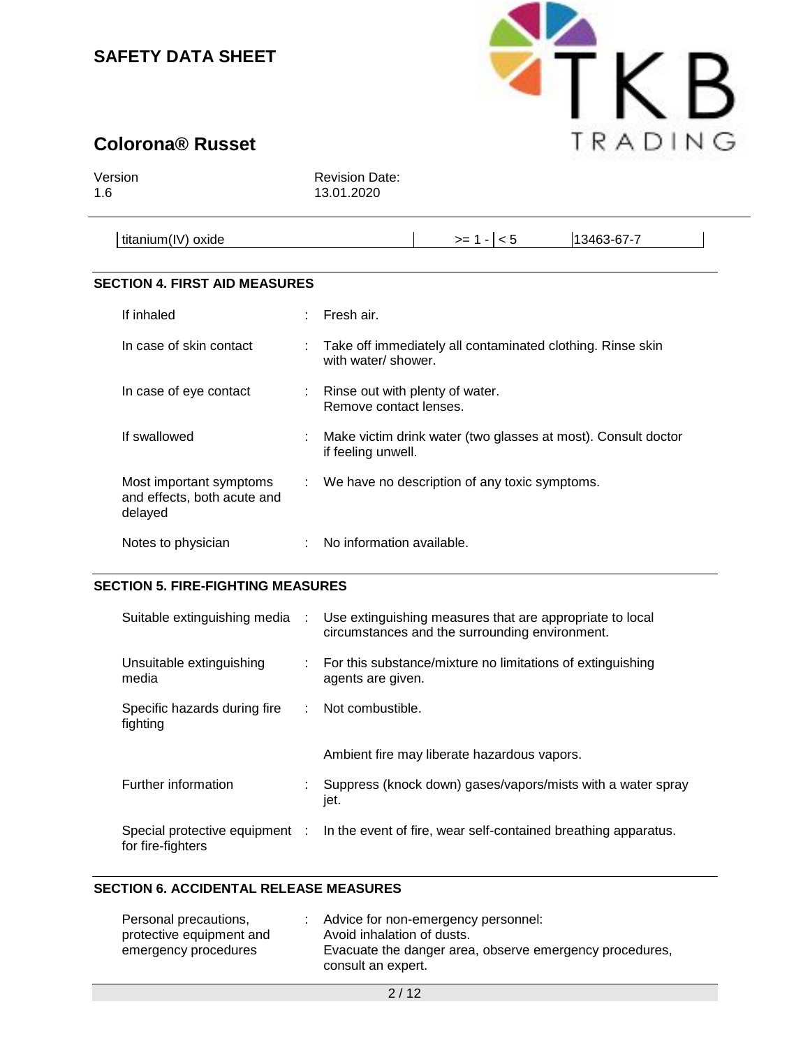| titanium(IV) oxide | >= 1 - < 5 | 13463-67-7 |
|---|---|---|

## SECTION 4. FIRST AID MEASURES

| | | |
|---|---|---|
| If inhaled | : | Fresh air. |
| In case of skin contact | : | Take off immediately all contaminated clothing. Rinse skin with water/ shower. |
| In case of eye contact | : | Rinse out with plenty of water. Remove contact lenses. |
| If swallowed | : | Make victim drink water (two glasses at most). Consult doctor if feeling unwell. |
| Most important symptoms and effects, both acute and delayed | : | We have no description of any toxic symptoms. |
| Notes to physician | : | No information available. |

## SECTION 5. FIRE-FIGHTING MEASURES

| | | |
|---|---|---|
| Suitable extinguishing media | : | Use extinguishing measures that are appropriate to local circumstances and the surrounding environment. |
| Unsuitable extinguishing media | : | For this substance/mixture no limitations of extinguishing agents are given. |
| Specific hazards during fire fighting | : | Not combustible.<br><br>Ambient fire may liberate hazardous vapors. |
| Further information | : | Suppress (knock down) gases/vapors/mists with a water spray jet. |
| Special protective equipment for fire-fighters | : | In the event of fire, wear self-contained breathing apparatus. |

## SECTION 6. ACCIDENTAL RELEASE MEASURES

| | | |
|---|---|---|
| Personal precautions, protective equipment and emergency procedures | : | Advice for non-emergency personnel:<br>Avoid inhalation of dusts.<br>Evacuate the danger area, observe emergency procedures, consult an expert. |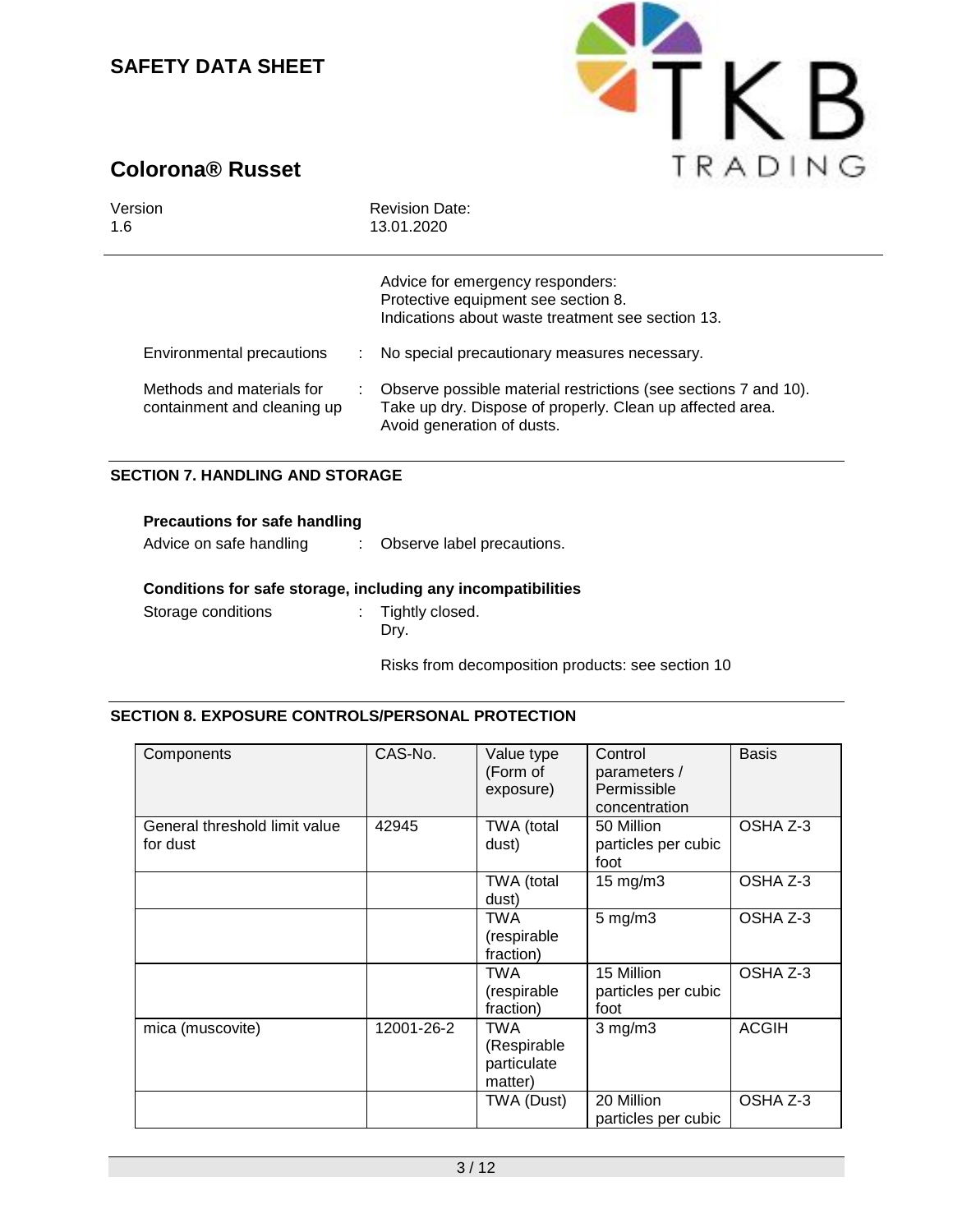Advice for emergency responders:
Protective equipment see section 8.
Indications about waste treatment see section 13.

Environmental precautions : No special precautionary measures necessary.

Methods and materials for containment and cleaning up : Observe possible material restrictions (see sections 7 and 10). Take up dry. Dispose of properly. Clean up affected area. Avoid generation of dusts.

## SECTION 7. HANDLING AND STORAGE

**Precautions for safe handling**

Advice on safe handling : Observe label precautions.

**Conditions for safe storage, including any incompatibilities**

Storage conditions : Tightly closed.
Dry.

Risks from decomposition products: see section 10

## SECTION 8. EXPOSURE CONTROLS/PERSONAL PROTECTION

| Components | CAS-No. | Value type (Form of exposure) | Control parameters / Permissible concentration | Basis |
|---|---|---|---|---|
| General threshold limit value for dust | 42945 | TWA (total dust) | 50 Million particles per cubic foot | OSHA Z-3 |
| | | TWA (total dust) | 15 mg/m3 | OSHA Z-3 |
| | | TWA (respirable fraction) | 5 mg/m3 | OSHA Z-3 |
| | | TWA (respirable fraction) | 15 Million particles per cubic foot | OSHA Z-3 |
| mica (muscovite) | 12001-26-2 | TWA (Respirable particulate matter) | 3 mg/m3 | ACGIH |
| | | TWA (Dust) | 20 Million particles per cubic | OSHA Z-3 |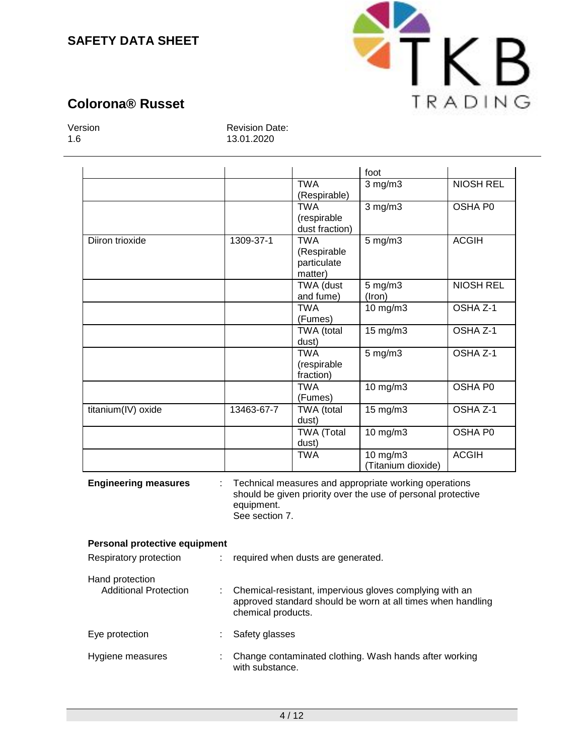| | | | foot | |
|---|---|---|---|---|
| | | TWA (Respirable) | 3 mg/m3 | NIOSH REL |
| | | TWA (respirable dust fraction) | 3 mg/m3 | OSHA P0 |
| Diiron trioxide | 1309-37-1 | TWA (Respirable particulate matter) | 5 mg/m3 | ACGIH |
| | | TWA (dust and fume) | 5 mg/m3 (Iron) | NIOSH REL |
| | | TWA (Fumes) | 10 mg/m3 | OSHA Z-1 |
| | | TWA (total dust) | 15 mg/m3 | OSHA Z-1 |
| | | TWA (respirable fraction) | 5 mg/m3 | OSHA Z-1 |
| | | TWA (Fumes) | 10 mg/m3 | OSHA P0 |
| titanium(IV) oxide | 13463-67-7 | TWA (total dust) | 15 mg/m3 | OSHA Z-1 |
| | | TWA (Total dust) | 10 mg/m3 | OSHA P0 |
| | | TWA | 10 mg/m3 (Titanium dioxide) | ACGIH |

**Engineering measures** : Technical measures and appropriate working operations should be given priority over the use of personal protective equipment.
See section 7.

**Personal protective equipment**

Respiratory protection : required when dusts are generated.

Hand protection
Additional Protection : Chemical-resistant, impervious gloves complying with an approved standard should be worn at all times when handling chemical products.

Eye protection : Safety glasses

Hygiene measures : Change contaminated clothing. Wash hands after working with substance.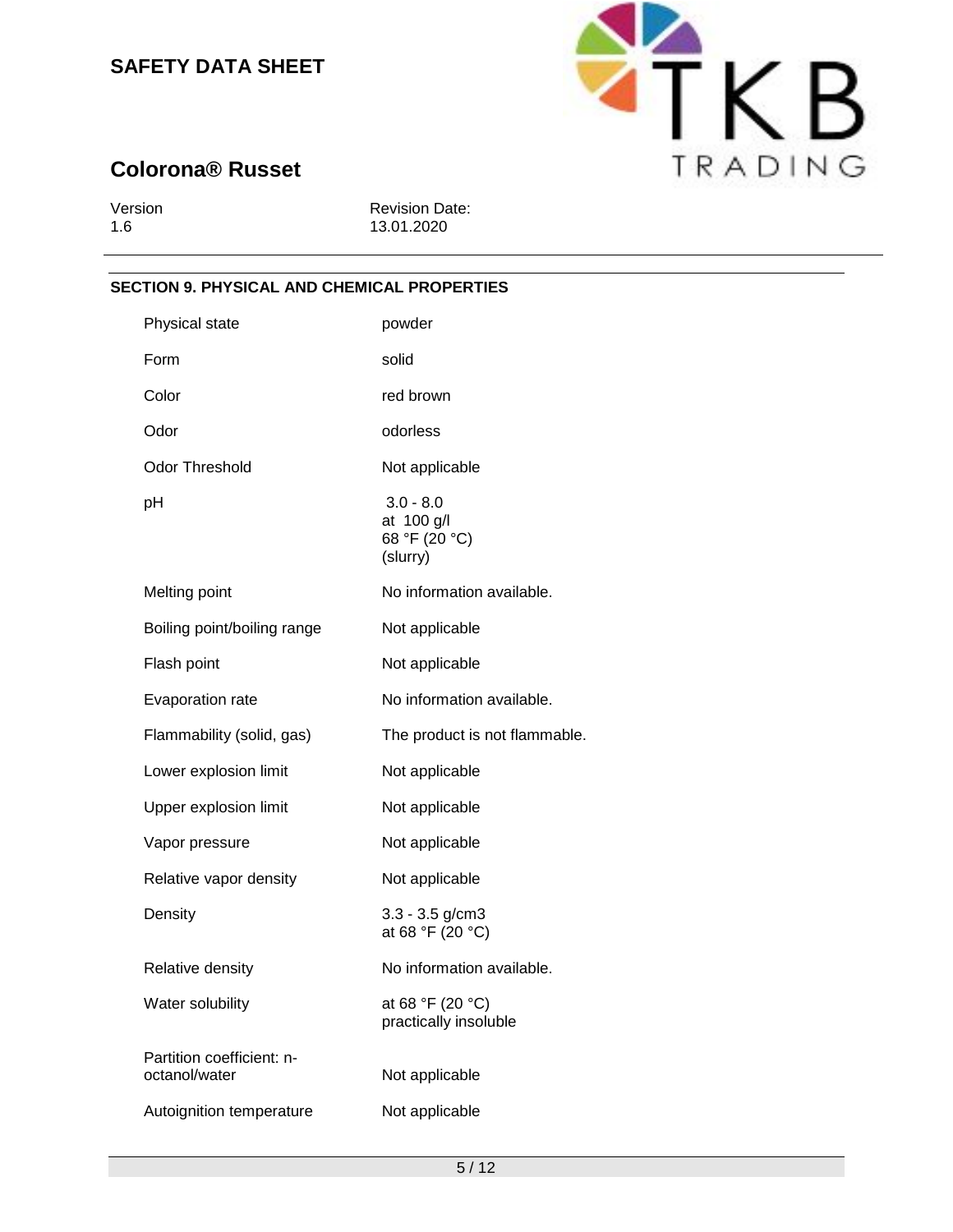## SAFETY DATA SHEET

## Colorona® Russet

Version 1.6 | Revision Date: 13.01.2020

### SECTION 9. PHYSICAL AND CHEMICAL PROPERTIES

| Property | Value |
|---|---|
| Physical state | powder |
| Form | solid |
| Color | red brown |
| Odor | odorless |
| Odor Threshold | Not applicable |
| pH | 3.0 - 8.0<br>at 100 g/l<br>68 °F (20 °C)<br>(slurry) |
| Melting point | No information available. |
| Boiling point/boiling range | Not applicable |
| Flash point | Not applicable |
| Evaporation rate | No information available. |
| Flammability (solid, gas) | The product is not flammable. |
| Lower explosion limit | Not applicable |
| Upper explosion limit | Not applicable |
| Vapor pressure | Not applicable |
| Relative vapor density | Not applicable |
| Density | 3.3 - 3.5 g/cm3<br>at 68 °F (20 °C) |
| Relative density | No information available. |
| Water solubility | at 68 °F (20 °C)<br>practically insoluble |
| Partition coefficient: n-octanol/water | Not applicable |
| Autoignition temperature | Not applicable |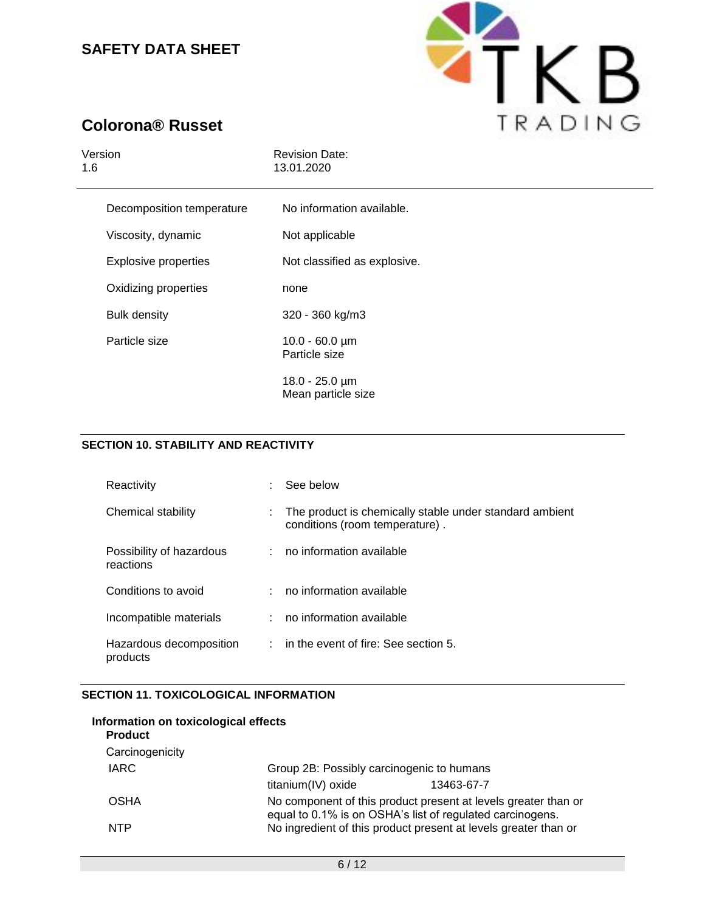| | |
|---|---|
| Decomposition temperature | No information available. |
| Viscosity, dynamic | Not applicable |
| Explosive properties | Not classified as explosive. |
| Oxidizing properties | none |
| Bulk density | 320 - 360 kg/m3 |
| Particle size | 10.0 - 60.0 µm<br>Particle size<br><br>18.0 - 25.0 µm<br>Mean particle size |

## SECTION 10. STABILITY AND REACTIVITY

| | | |
|---|---|---|
| Reactivity | : | See below |
| Chemical stability | : | The product is chemically stable under standard ambient conditions (room temperature) . |
| Possibility of hazardous reactions | : | no information available |
| Conditions to avoid | : | no information available |
| Incompatible materials | : | no information available |
| Hazardous decomposition products | : | in the event of fire: See section 5. |

## SECTION 11. TOXICOLOGICAL INFORMATION

**Information on toxicological effects**
**Product**

Carcinogenicity

| | | |
|---|---|---|
| IARC | Group 2B: Possibly carcinogenic to humans | |
| | titanium(IV) oxide | 13463-67-7 |
| OSHA | No component of this product present at levels greater than or equal to 0.1% is on OSHA's list of regulated carcinogens. | |
| NTP | No ingredient of this product present at levels greater than or | |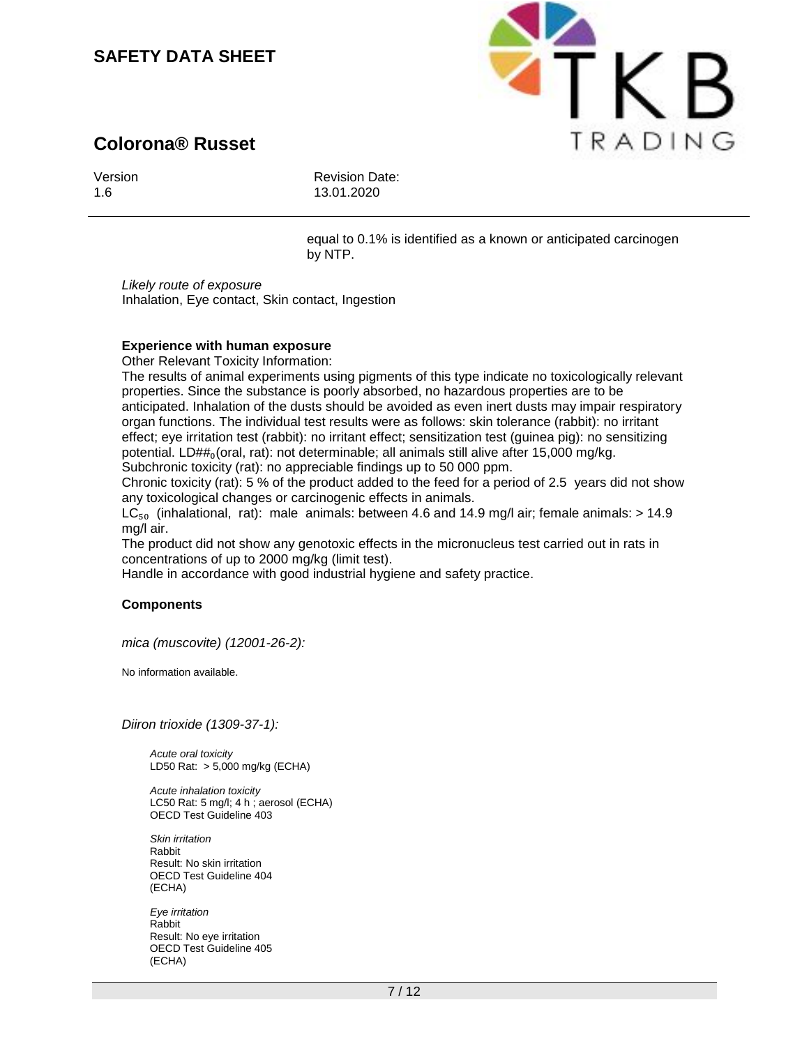equal to 0.1% is identified as a known or anticipated carcinogen by NTP.

*Likely route of exposure*
Inhalation, Eye contact, Skin contact, Ingestion

**Experience with human exposure**

Other Relevant Toxicity Information:
The results of animal experiments using pigments of this type indicate no toxicologically relevant properties. Since the substance is poorly absorbed, no hazardous properties are to be anticipated. Inhalation of the dusts should be avoided as even inert dusts may impair respiratory organ functions. The individual test results were as follows: skin tolerance (rabbit): no irritant effect; eye irritation test (rabbit): no irritant effect; sensitization test (guinea pig): no sensitizing potential. LD##$_0$(oral, rat): not determinable; all animals still alive after 15,000 mg/kg.
Subchronic toxicity (rat): no appreciable findings up to 50 000 ppm.
Chronic toxicity (rat): 5 % of the product added to the feed for a period of 2.5 years did not show any toxicological changes or carcinogenic effects in animals.
$LC_{50}$ (inhalational, rat): male animals: between 4.6 and 14.9 mg/l air; female animals: > 14.9 mg/l air.
The product did not show any genotoxic effects in the micronucleus test carried out in rats in concentrations of up to 2000 mg/kg (limit test).
Handle in accordance with good industrial hygiene and safety practice.

**Components**

*mica (muscovite) (12001-26-2):*

No information available.

*Diiron trioxide (1309-37-1):*

*Acute oral toxicity*
LD50 Rat: > 5,000 mg/kg (ECHA)

*Acute inhalation toxicity*
LC50 Rat: 5 mg/l; 4 h ; aerosol (ECHA)
OECD Test Guideline 403

*Skin irritation*
Rabbit
Result: No skin irritation
OECD Test Guideline 404
(ECHA)

*Eye irritation*
Rabbit
Result: No eye irritation
OECD Test Guideline 405
(ECHA)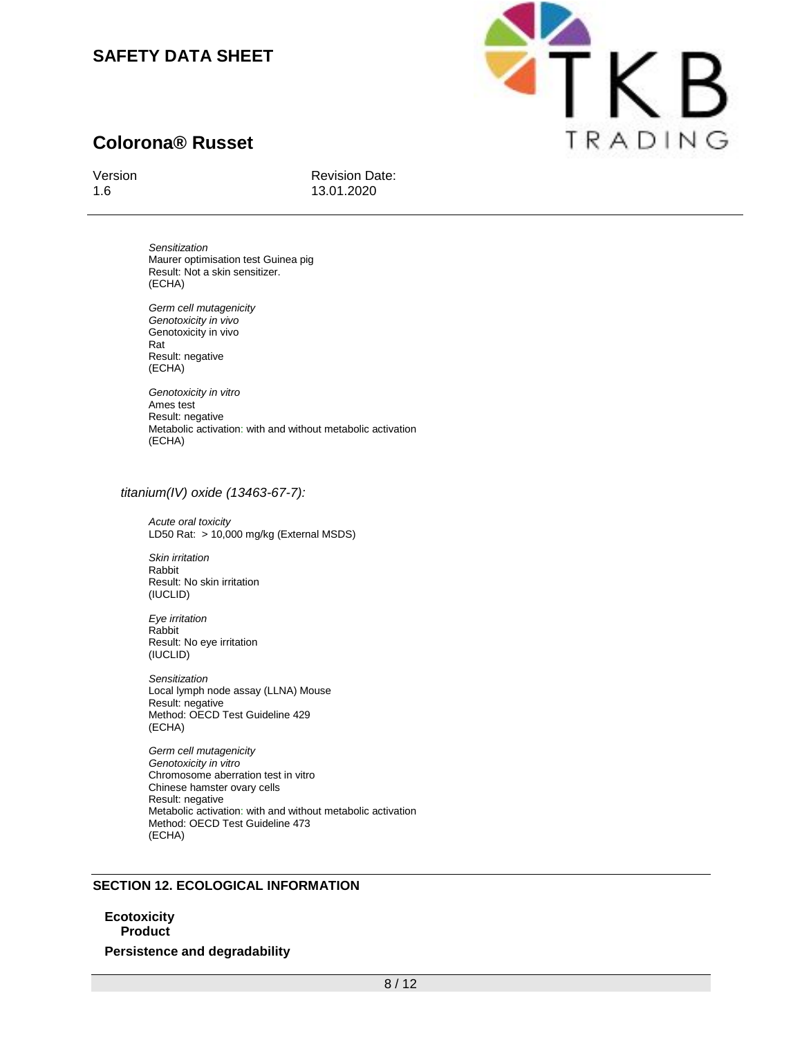*Sensitization*
Maurer optimisation test Guinea pig
Result: Not a skin sensitizer.
(ECHA)

*Germ cell mutagenicity*
*Genotoxicity in vivo*
Genotoxicity in vivo
Rat
Result: negative
(ECHA)

*Genotoxicity in vitro*
Ames test
Result: negative
Metabolic activation: with and without metabolic activation
(ECHA)

*titanium(IV) oxide (13463-67-7):*

*Acute oral toxicity*
LD50 Rat: > 10,000 mg/kg (External MSDS)

*Skin irritation*
Rabbit
Result: No skin irritation
(IUCLID)

*Eye irritation*
Rabbit
Result: No eye irritation
(IUCLID)

*Sensitization*
Local lymph node assay (LLNA) Mouse
Result: negative
Method: OECD Test Guideline 429
(ECHA)

*Germ cell mutagenicity*
*Genotoxicity in vitro*
Chromosome aberration test in vitro
Chinese hamster ovary cells
Result: negative
Metabolic activation: with and without metabolic activation
Method: OECD Test Guideline 473
(ECHA)

## SECTION 12. ECOLOGICAL INFORMATION

**Ecotoxicity**
**Product**

**Persistence and degradability**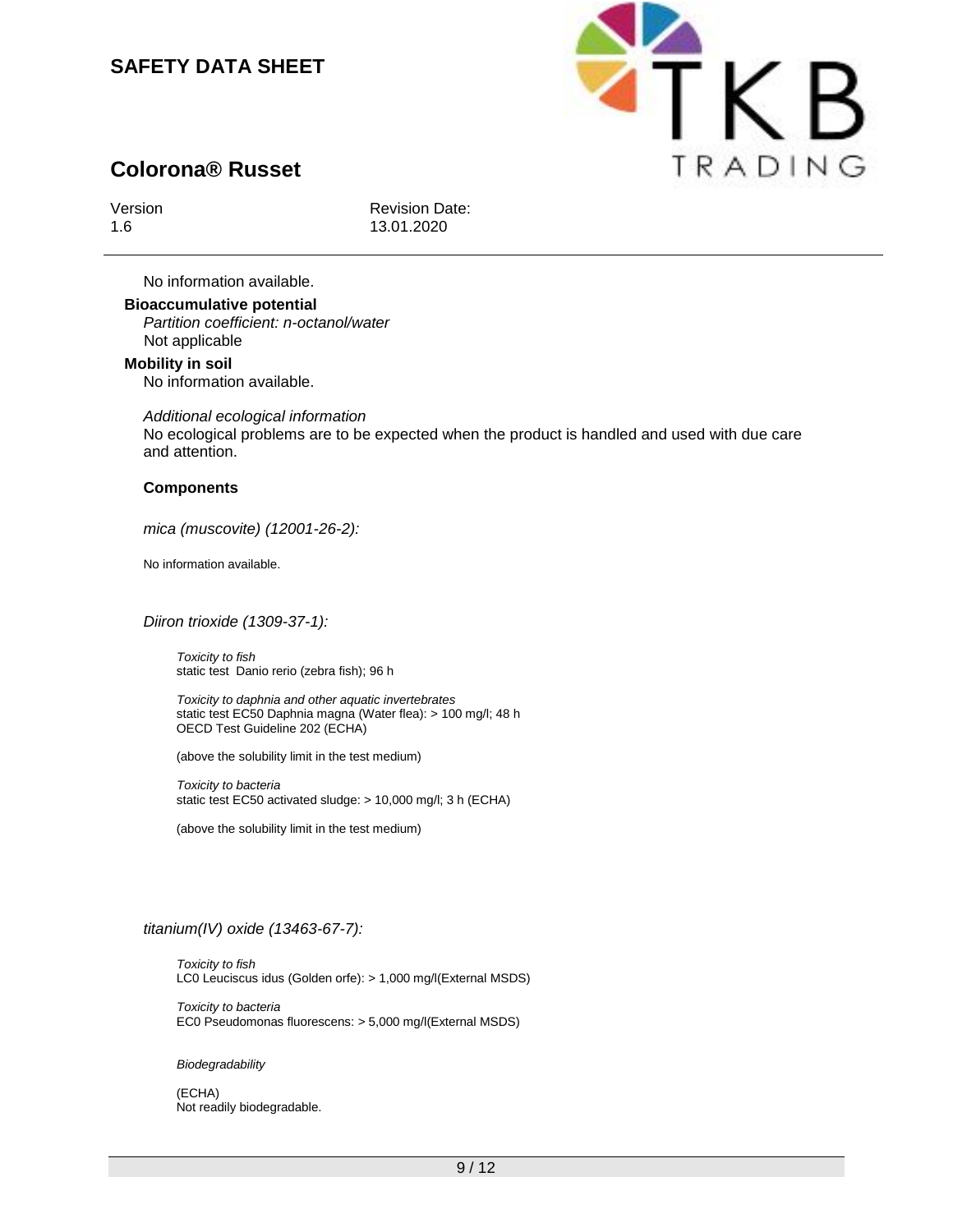No information available.

**Bioaccumulative potential**

*Partition coefficient: n-octanol/water*

Not applicable

**Mobility in soil**

No information available.

*Additional ecological information*

No ecological problems are to be expected when the product is handled and used with due care and attention.

**Components**

*mica (muscovite) (12001-26-2):*

No information available.

*Diiron trioxide (1309-37-1):*

*Toxicity to fish*
static test Danio rerio (zebra fish); 96 h

*Toxicity to daphnia and other aquatic invertebrates*
static test EC50 Daphnia magna (Water flea): > 100 mg/l; 48 h
OECD Test Guideline 202 (ECHA)

(above the solubility limit in the test medium)

*Toxicity to bacteria*
static test EC50 activated sludge: > 10,000 mg/l; 3 h (ECHA)

(above the solubility limit in the test medium)

*titanium(IV) oxide (13463-67-7):*

*Toxicity to fish*
LC0 Leuciscus idus (Golden orfe): > 1,000 mg/l(External MSDS)

*Toxicity to bacteria*
EC0 Pseudomonas fluorescens: > 5,000 mg/l(External MSDS)

*Biodegradability*

(ECHA)
Not readily biodegradable.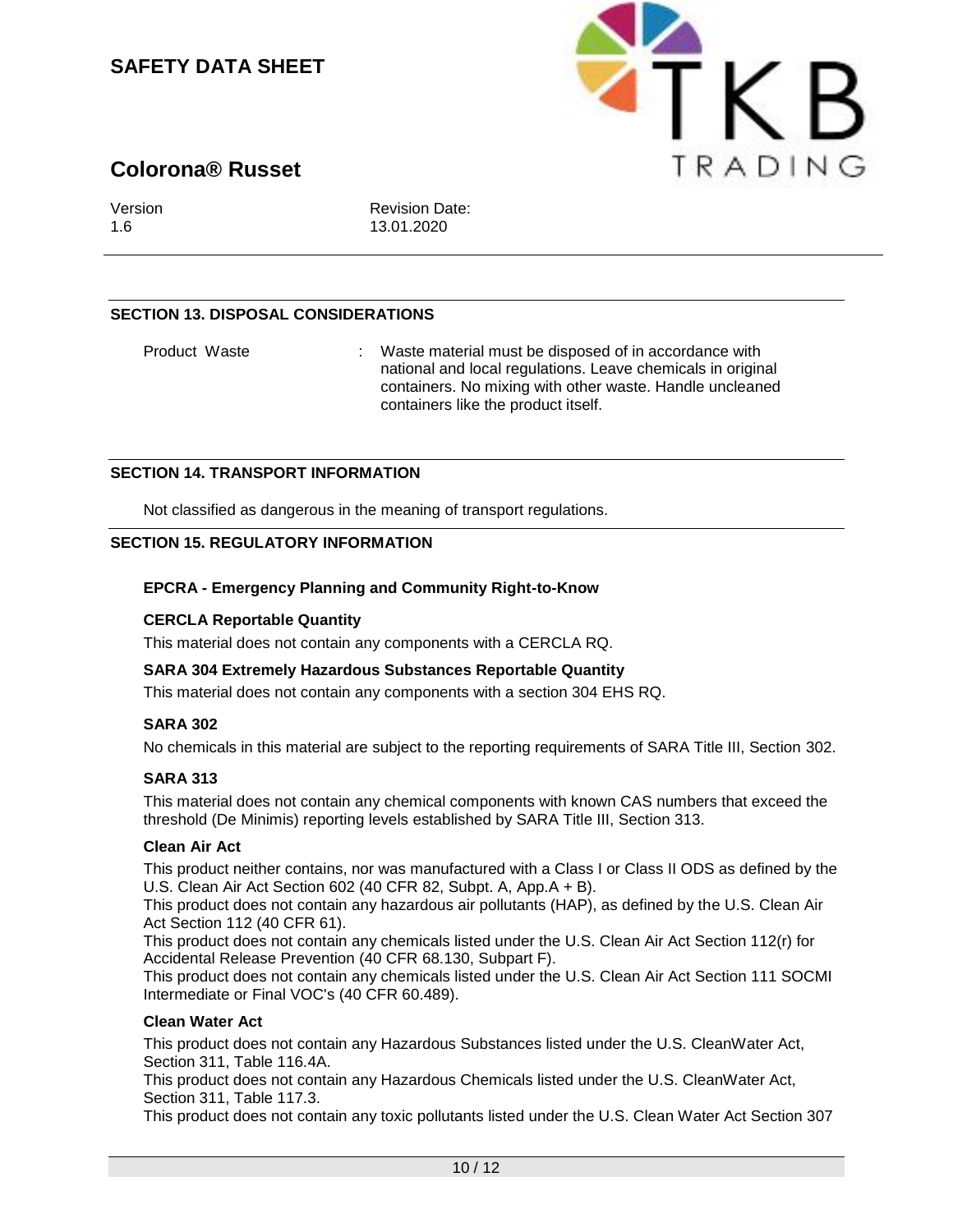## SECTION 13. DISPOSAL CONSIDERATIONS

Product Waste : Waste material must be disposed of in accordance with national and local regulations. Leave chemicals in original containers. No mixing with other waste. Handle uncleaned containers like the product itself.

## SECTION 14. TRANSPORT INFORMATION

Not classified as dangerous in the meaning of transport regulations.

## SECTION 15. REGULATORY INFORMATION

**EPCRA - Emergency Planning and Community Right-to-Know**

**CERCLA Reportable Quantity**

This material does not contain any components with a CERCLA RQ.

**SARA 304 Extremely Hazardous Substances Reportable Quantity**

This material does not contain any components with a section 304 EHS RQ.

**SARA 302**

No chemicals in this material are subject to the reporting requirements of SARA Title III, Section 302.

**SARA 313**

This material does not contain any chemical components with known CAS numbers that exceed the threshold (De Minimis) reporting levels established by SARA Title III, Section 313.

**Clean Air Act**

This product neither contains, nor was manufactured with a Class I or Class II ODS as defined by the U.S. Clean Air Act Section 602 (40 CFR 82, Subpt. A, App.A + B).

This product does not contain any hazardous air pollutants (HAP), as defined by the U.S. Clean Air Act Section 112 (40 CFR 61).

This product does not contain any chemicals listed under the U.S. Clean Air Act Section 112(r) for Accidental Release Prevention (40 CFR 68.130, Subpart F).

This product does not contain any chemicals listed under the U.S. Clean Air Act Section 111 SOCMI Intermediate or Final VOC's (40 CFR 60.489).

**Clean Water Act**

This product does not contain any Hazardous Substances listed under the U.S. CleanWater Act, Section 311, Table 116.4A.

This product does not contain any Hazardous Chemicals listed under the U.S. CleanWater Act, Section 311, Table 117.3.

This product does not contain any toxic pollutants listed under the U.S. Clean Water Act Section 307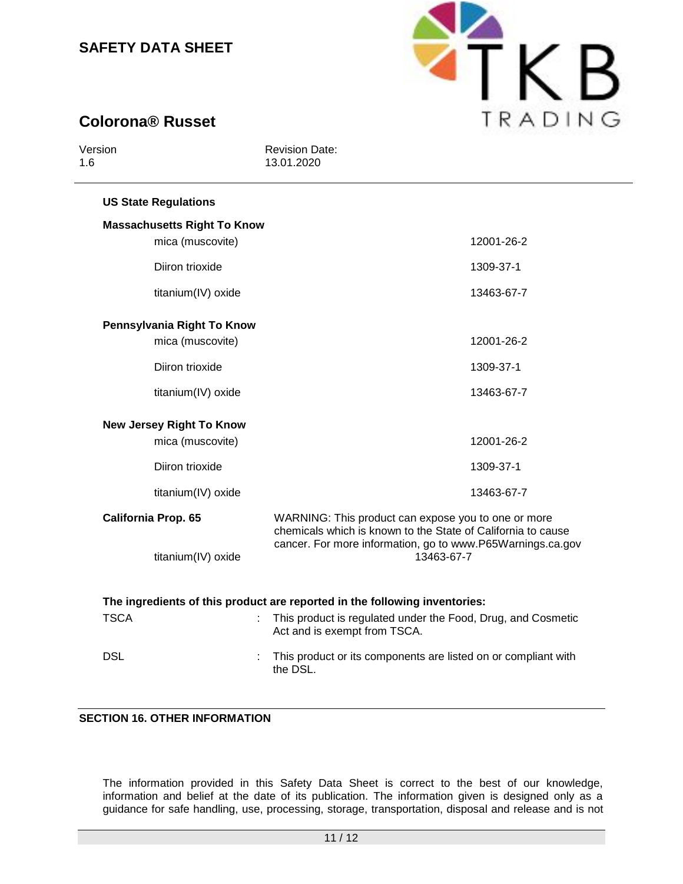**US State Regulations**

**Massachusetts Right To Know**

| | |
|---|---|
| mica (muscovite) | 12001-26-2 |
| Diiron trioxide | 1309-37-1 |
| titanium(IV) oxide | 13463-67-7 |

**Pennsylvania Right To Know**

| | |
|---|---|
| mica (muscovite) | 12001-26-2 |
| Diiron trioxide | 1309-37-1 |
| titanium(IV) oxide | 13463-67-7 |

**New Jersey Right To Know**

| | |
|---|---|
| mica (muscovite) | 12001-26-2 |
| Diiron trioxide | 1309-37-1 |
| titanium(IV) oxide | 13463-67-7 |

**California Prop. 65**

WARNING: This product can expose you to one or more chemicals which is known to the State of California to cause cancer. For more information, go to www.P65Warnings.ca.gov

| | |
|---|---|
| titanium(IV) oxide | 13463-67-7 |

**The ingredients of this product are reported in the following inventories:**

TSCA : This product is regulated under the Food, Drug, and Cosmetic Act and is exempt from TSCA.

DSL : This product or its components are listed on or compliant with the DSL.

## SECTION 16. OTHER INFORMATION

The information provided in this Safety Data Sheet is correct to the best of our knowledge, information and belief at the date of its publication. The information given is designed only as a guidance for safe handling, use, processing, storage, transportation, disposal and release and is not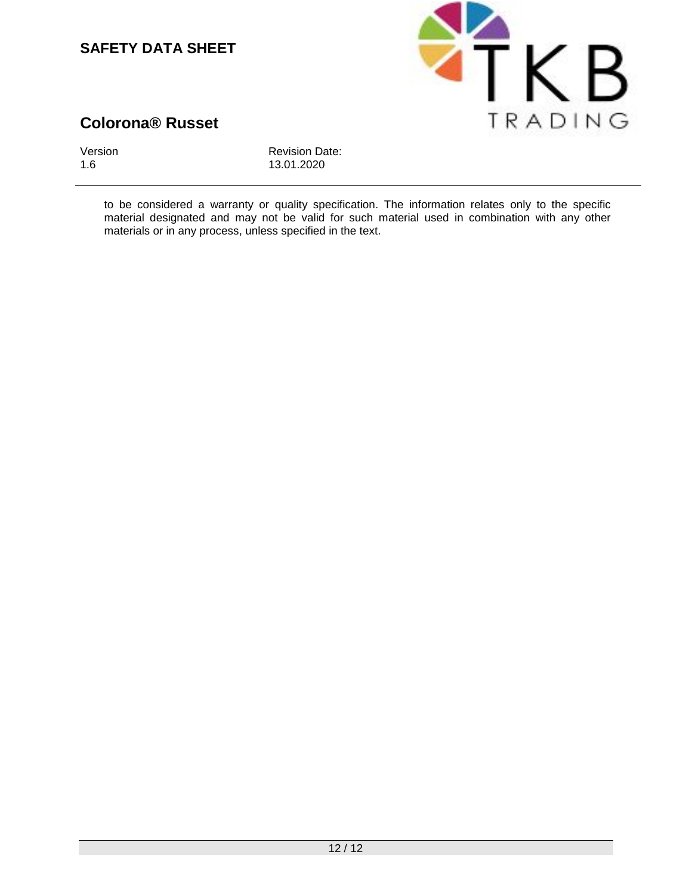to be considered a warranty or quality specification. The information relates only to the specific material designated and may not be valid for such material used in combination with any other materials or in any process, unless specified in the text.